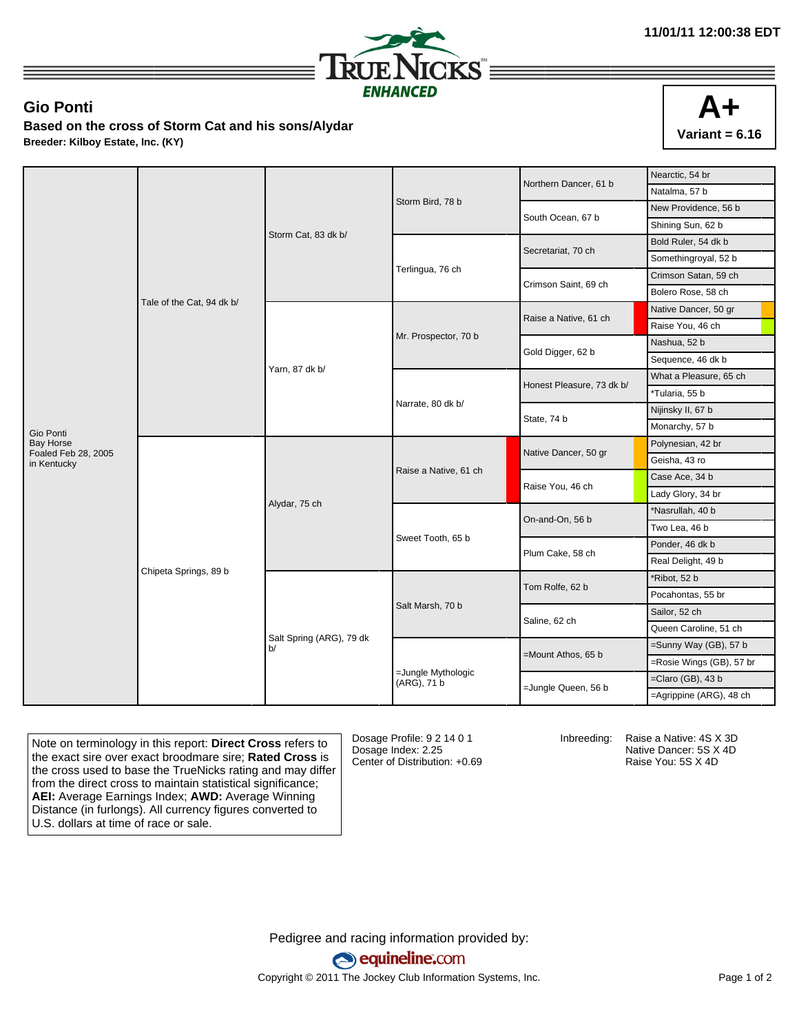11/01/11 12:00:38 EDT

TRUENICKS ENHANCED

## Gio Ponti

**Based on the cross of Storm Cat and his sons/Alydar**

**Breeder: Kilboy Estate, Inc. (KY)**

**A+**
**Variant = 6.16**

| Gio Ponti | | | | | |
|---|---|---|---|---|---|
| Gio Ponti<br>Bay Horse<br>Foaled Feb 28, 2005<br>in Kentucky | Tale of the Cat, 94 dk b/ | Storm Cat, 83 dk b/ | Storm Bird, 78 b | Northern Dancer, 61 b | Nearctic, 54 br |
| | | | | | Natalma, 57 b |
| | | | | South Ocean, 67 b | New Providence, 56 b |
| | | | | | Shining Sun, 62 b |
| | | | Terlingua, 76 ch | Secretariat, 70 ch | Bold Ruler, 54 dk b |
| | | | | | Somethingroyal, 52 b |
| | | | | Crimson Saint, 69 ch | Crimson Satan, 59 ch |
| | | | | | Bolero Rose, 58 ch |
| | | Yarn, 87 dk b/ | Mr. Prospector, 70 b | Raise a Native, 61 ch | Native Dancer, 50 gr |
| | | | | | Raise You, 46 ch |
| | | | | Gold Digger, 62 b | Nashua, 52 b |
| | | | | | Sequence, 46 dk b |
| | | | Narrate, 80 dk b/ | Honest Pleasure, 73 dk b/ | What a Pleasure, 65 ch |
| | | | | | *Tularia, 55 b |
| | | | | State, 74 b | Nijinsky II, 67 b |
| | | | | | Monarchy, 57 b |
| | Chipeta Springs, 89 b | Alydar, 75 ch | Raise a Native, 61 ch | Native Dancer, 50 gr | Polynesian, 42 br |
| | | | | | Geisha, 43 ro |
| | | | | Raise You, 46 ch | Case Ace, 34 b |
| | | | | | Lady Glory, 34 br |
| | | | Sweet Tooth, 65 b | On-and-On, 56 b | *Nasrullah, 40 b |
| | | | | | Two Lea, 46 b |
| | | | | Plum Cake, 58 ch | Ponder, 46 dk b |
| | | | | | Real Delight, 49 b |
| | | Salt Spring (ARG), 79 dk b/ | Salt Marsh, 70 b | Tom Rolfe, 62 b | *Ribot, 52 b |
| | | | | | Pocahontas, 55 br |
| | | | | Saline, 62 ch | Sailor, 52 ch |
| | | | | | Queen Caroline, 51 ch |
| | | | =Jungle Mythologic (ARG), 71 b | =Mount Athos, 65 b | =Sunny Way (GB), 57 b |
| | | | | | =Rosie Wings (GB), 57 br |
| | | | | =Jungle Queen, 56 b | =Claro (GB), 43 b |
| | | | | | =Agrippine (ARG), 48 ch |

Note on terminology in this report: **Direct Cross** refers to the exact sire over exact broodmare sire; **Rated Cross** is the cross used to base the TrueNicks rating and may differ from the direct cross to maintain statistical significance; **AEI:** Average Earnings Index; **AWD:** Average Winning Distance (in furlongs). All currency figures converted to U.S. dollars at time of race or sale.

Dosage Profile: 9 2 14 0 1
Dosage Index: 2.25
Center of Distribution: +0.69

Inbreeding:
Raise a Native: 4S X 3D
Native Dancer: 5S X 4D
Raise You: 5S X 4D

Pedigree and racing information provided by:
equineline.com
Copyright © 2011 The Jockey Club Information Systems, Inc.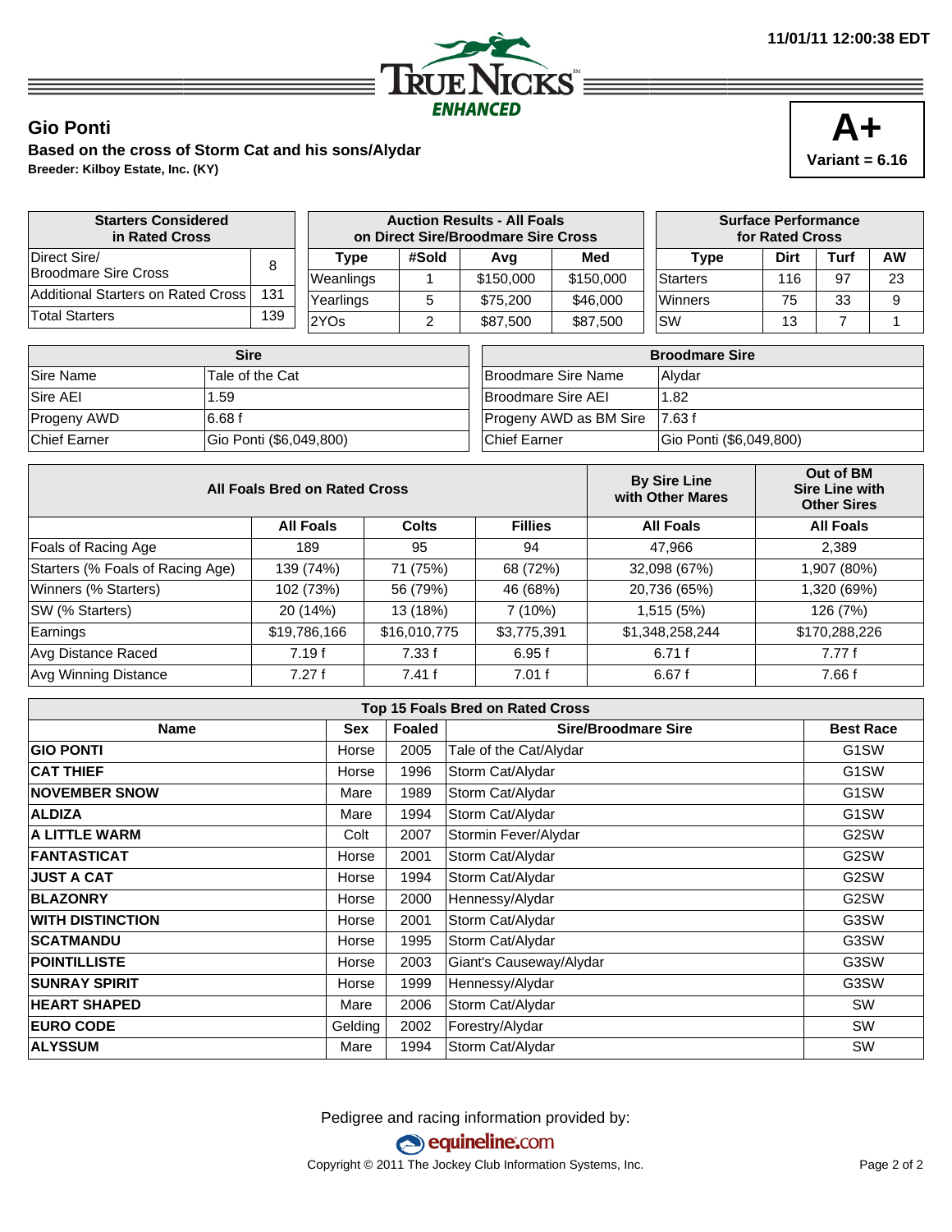11/01/11 12:00:38 EDT

TRUE NICKS ENHANCED

## Gio Ponti

**Based on the cross of Storm Cat and his sons/Alydar**

**Breeder: Kilboy Estate, Inc. (KY)**

**A+**
**Variant = 6.16**

| Starters Considered in Rated Cross | |
|---|---|
| Direct Sire/ Broodmare Sire Cross | 8 |
| Additional Starters on Rated Cross | 131 |
| Total Starters | 139 |

| Auction Results - All Foals on Direct Sire/Broodmare Sire Cross | | | |
|---|---|---|---|
| Type | #Sold | Avg | Med |
| Weanlings | 1 | $150,000 | $150,000 |
| Yearlings | 5 | $75,200 | $46,000 |
| 2YOs | 2 | $87,500 | $87,500 |

| Surface Performance for Rated Cross | | | |
|---|---|---|---|
| Type | Dirt | Turf | AW |
| Starters | 116 | 97 | 23 |
| Winners | 75 | 33 | 9 |
| SW | 13 | 7 | 1 |

| Sire | |
|---|---|
| Sire Name | Tale of the Cat |
| Sire AEI | 1.59 |
| Progeny AWD | 6.68 f |
| Chief Earner | Gio Ponti ($6,049,800) |

| Broodmare Sire | |
|---|---|
| Broodmare Sire Name | Alydar |
| Broodmare Sire AEI | 1.82 |
| Progeny AWD as BM Sire | 7.63 f |
| Chief Earner | Gio Ponti ($6,049,800) |

| All Foals Bred on Rated Cross | | | | By Sire Line with Other Mares | Out of BM Sire Line with Other Sires |
|---|---|---|---|---|---|
| | All Foals | Colts | Fillies | All Foals | All Foals |
| Foals of Racing Age | 189 | 95 | 94 | 47,966 | 2,389 |
| Starters (% Foals of Racing Age) | 139 (74%) | 71 (75%) | 68 (72%) | 32,098 (67%) | 1,907 (80%) |
| Winners (% Starters) | 102 (73%) | 56 (79%) | 46 (68%) | 20,736 (65%) | 1,320 (69%) |
| SW (% Starters) | 20 (14%) | 13 (18%) | 7 (10%) | 1,515 (5%) | 126 (7%) |
| Earnings | $19,786,166 | $16,010,775 | $3,775,391 | $1,348,258,244 | $170,288,226 |
| Avg Distance Raced | 7.19 f | 7.33 f | 6.95 f | 6.71 f | 7.77 f |
| Avg Winning Distance | 7.27 f | 7.41 f | 7.01 f | 6.67 f | 7.66 f |

| Top 15 Foals Bred on Rated Cross | | | | |
|---|---|---|---|---|
| Name | Sex | Foaled | Sire/Broodmare Sire | Best Race |
| **GIO PONTI** | Horse | 2005 | Tale of the Cat/Alydar | G1SW |
| **CAT THIEF** | Horse | 1996 | Storm Cat/Alydar | G1SW |
| **NOVEMBER SNOW** | Mare | 1989 | Storm Cat/Alydar | G1SW |
| **ALDIZA** | Mare | 1994 | Storm Cat/Alydar | G1SW |
| **A LITTLE WARM** | Colt | 2007 | Stormin Fever/Alydar | G2SW |
| **FANTASTICAT** | Horse | 2001 | Storm Cat/Alydar | G2SW |
| **JUST A CAT** | Horse | 1994 | Storm Cat/Alydar | G2SW |
| **BLAZONRY** | Horse | 2000 | Hennessy/Alydar | G2SW |
| **WITH DISTINCTION** | Horse | 2001 | Storm Cat/Alydar | G3SW |
| **SCATMANDU** | Horse | 1995 | Storm Cat/Alydar | G3SW |
| **POINTILLISTE** | Horse | 2003 | Giant's Causeway/Alydar | G3SW |
| **SUNRAY SPIRIT** | Horse | 1999 | Hennessy/Alydar | G3SW |
| **HEART SHAPED** | Mare | 2006 | Storm Cat/Alydar | SW |
| **EURO CODE** | Gelding | 2002 | Forestry/Alydar | SW |
| **ALYSSUM** | Mare | 1994 | Storm Cat/Alydar | SW |

Pedigree and racing information provided by:

equineline.com

Copyright © 2011 The Jockey Club Information Systems, Inc.